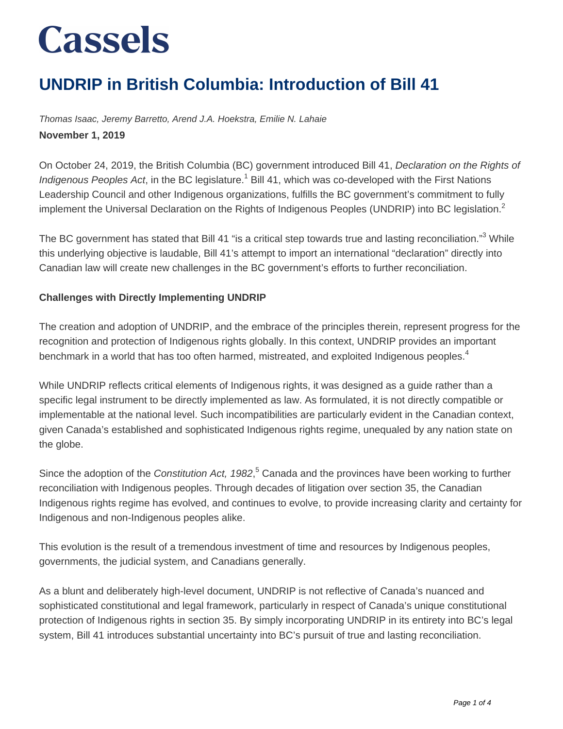Cassels

# UNDRIP in British Columbia: Introduction of Bill 41

*Thomas Isaac, Jeremy Barretto, Arend J.A. Hoekstra, Emilie N. Lahaie*

**November 1, 2019**

On October 24, 2019, the British Columbia (BC) government introduced Bill 41, *Declaration on the Rights of Indigenous Peoples Act*, in the BC legislature.[1] Bill 41, which was co-developed with the First Nations Leadership Council and other Indigenous organizations, fulfills the BC government's commitment to fully implement the Universal Declaration on the Rights of Indigenous Peoples (UNDRIP) into BC legislation.[2]

The BC government has stated that Bill 41 "is a critical step towards true and lasting reconciliation."[3] While this underlying objective is laudable, Bill 41's attempt to import an international "declaration" directly into Canadian law will create new challenges in the BC government's efforts to further reconciliation.

**Challenges with Directly Implementing UNDRIP**

The creation and adoption of UNDRIP, and the embrace of the principles therein, represent progress for the recognition and protection of Indigenous rights globally. In this context, UNDRIP provides an important benchmark in a world that has too often harmed, mistreated, and exploited Indigenous peoples.[4]

While UNDRIP reflects critical elements of Indigenous rights, it was designed as a guide rather than a specific legal instrument to be directly implemented as law. As formulated, it is not directly compatible or implementable at the national level. Such incompatibilities are particularly evident in the Canadian context, given Canada's established and sophisticated Indigenous rights regime, unequaled by any nation state on the globe.

Since the adoption of the *Constitution Act, 1982*,[5] Canada and the provinces have been working to further reconciliation with Indigenous peoples. Through decades of litigation over section 35, the Canadian Indigenous rights regime has evolved, and continues to evolve, to provide increasing clarity and certainty for Indigenous and non-Indigenous peoples alike.

This evolution is the result of a tremendous investment of time and resources by Indigenous peoples, governments, the judicial system, and Canadians generally.

As a blunt and deliberately high-level document, UNDRIP is not reflective of Canada's nuanced and sophisticated constitutional and legal framework, particularly in respect of Canada's unique constitutional protection of Indigenous rights in section 35. By simply incorporating UNDRIP in its entirety into BC's legal system, Bill 41 introduces substantial uncertainty into BC's pursuit of true and lasting reconciliation.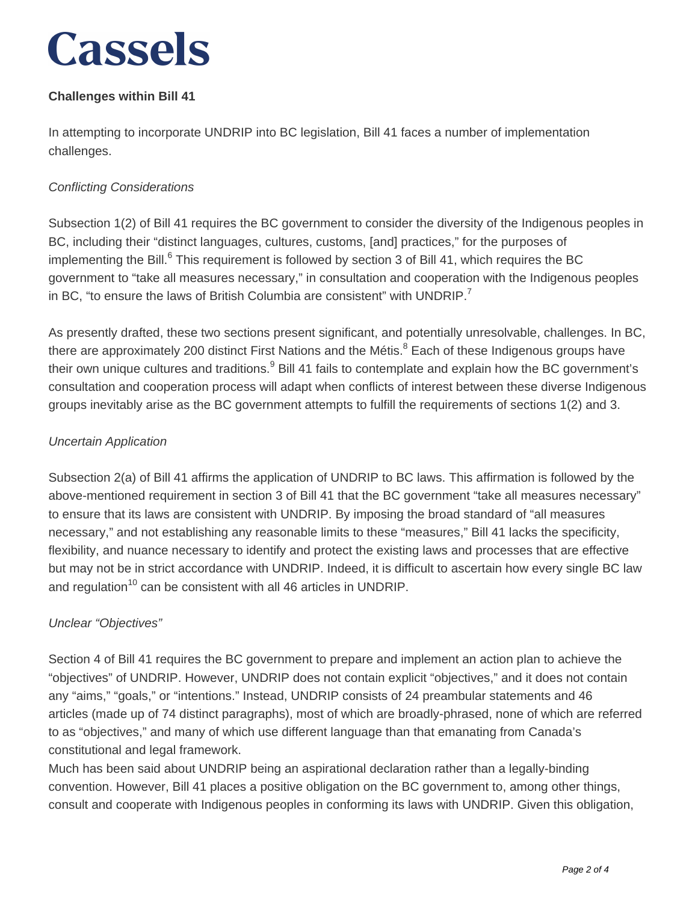**Challenges within Bill 41**

In attempting to incorporate UNDRIP into BC legislation, Bill 41 faces a number of implementation challenges.

*Conflicting Considerations*

Subsection 1(2) of Bill 41 requires the BC government to consider the diversity of the Indigenous peoples in BC, including their "distinct languages, cultures, customs, [and] practices," for the purposes of implementing the Bill.[6] This requirement is followed by section 3 of Bill 41, which requires the BC government to "take all measures necessary," in consultation and cooperation with the Indigenous peoples in BC, "to ensure the laws of British Columbia are consistent" with UNDRIP.[7]

As presently drafted, these two sections present significant, and potentially unresolvable, challenges. In BC, there are approximately 200 distinct First Nations and the Métis.[8] Each of these Indigenous groups have their own unique cultures and traditions.[9] Bill 41 fails to contemplate and explain how the BC government's consultation and cooperation process will adapt when conflicts of interest between these diverse Indigenous groups inevitably arise as the BC government attempts to fulfill the requirements of sections 1(2) and 3.

*Uncertain Application*

Subsection 2(a) of Bill 41 affirms the application of UNDRIP to BC laws. This affirmation is followed by the above-mentioned requirement in section 3 of Bill 41 that the BC government "take all measures necessary" to ensure that its laws are consistent with UNDRIP. By imposing the broad standard of "all measures necessary," and not establishing any reasonable limits to these "measures," Bill 41 lacks the specificity, flexibility, and nuance necessary to identify and protect the existing laws and processes that are effective but may not be in strict accordance with UNDRIP. Indeed, it is difficult to ascertain how every single BC law and regulation[10] can be consistent with all 46 articles in UNDRIP.

*Unclear "Objectives"*

Section 4 of Bill 41 requires the BC government to prepare and implement an action plan to achieve the "objectives" of UNDRIP. However, UNDRIP does not contain explicit "objectives," and it does not contain any "aims," "goals," or "intentions." Instead, UNDRIP consists of 24 preambular statements and 46 articles (made up of 74 distinct paragraphs), most of which are broadly-phrased, none of which are referred to as "objectives," and many of which use different language than that emanating from Canada's constitutional and legal framework.

Much has been said about UNDRIP being an aspirational declaration rather than a legally-binding convention. However, Bill 41 places a positive obligation on the BC government to, among other things, consult and cooperate with Indigenous peoples in conforming its laws with UNDRIP. Given this obligation,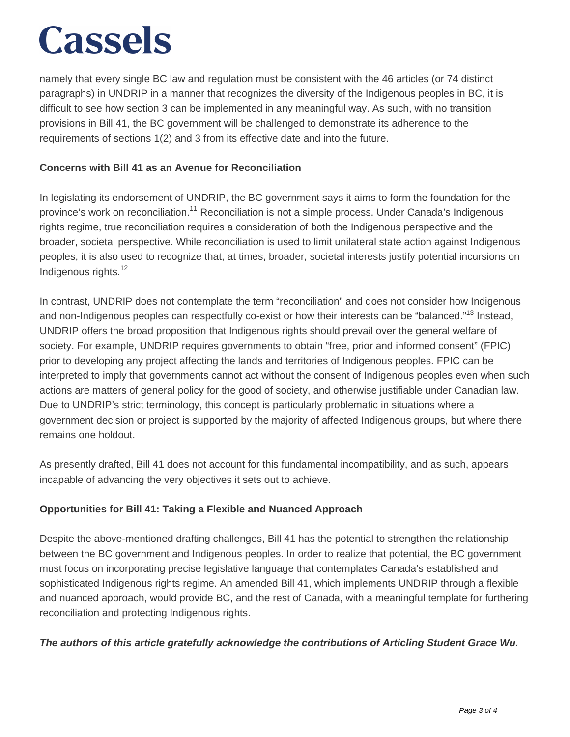namely that every single BC law and regulation must be consistent with the 46 articles (or 74 distinct paragraphs) in UNDRIP in a manner that recognizes the diversity of the Indigenous peoples in BC, it is difficult to see how section 3 can be implemented in any meaningful way. As such, with no transition provisions in Bill 41, the BC government will be challenged to demonstrate its adherence to the requirements of sections 1(2) and 3 from its effective date and into the future.

**Concerns with Bill 41 as an Avenue for Reconciliation**

In legislating its endorsement of UNDRIP, the BC government says it aims to form the foundation for the province's work on reconciliation.[11] Reconciliation is not a simple process. Under Canada's Indigenous rights regime, true reconciliation requires a consideration of both the Indigenous perspective and the broader, societal perspective. While reconciliation is used to limit unilateral state action against Indigenous peoples, it is also used to recognize that, at times, broader, societal interests justify potential incursions on Indigenous rights.[12]

In contrast, UNDRIP does not contemplate the term "reconciliation" and does not consider how Indigenous and non-Indigenous peoples can respectfully co-exist or how their interests can be "balanced."[13] Instead, UNDRIP offers the broad proposition that Indigenous rights should prevail over the general welfare of society. For example, UNDRIP requires governments to obtain "free, prior and informed consent" (FPIC) prior to developing any project affecting the lands and territories of Indigenous peoples. FPIC can be interpreted to imply that governments cannot act without the consent of Indigenous peoples even when such actions are matters of general policy for the good of society, and otherwise justifiable under Canadian law. Due to UNDRIP's strict terminology, this concept is particularly problematic in situations where a government decision or project is supported by the majority of affected Indigenous groups, but where there remains one holdout.

As presently drafted, Bill 41 does not account for this fundamental incompatibility, and as such, appears incapable of advancing the very objectives it sets out to achieve.

**Opportunities for Bill 41: Taking a Flexible and Nuanced Approach**

Despite the above-mentioned drafting challenges, Bill 41 has the potential to strengthen the relationship between the BC government and Indigenous peoples. In order to realize that potential, the BC government must focus on incorporating precise legislative language that contemplates Canada's established and sophisticated Indigenous rights regime. An amended Bill 41, which implements UNDRIP through a flexible and nuanced approach, would provide BC, and the rest of Canada, with a meaningful template for furthering reconciliation and protecting Indigenous rights.

***The authors of this article gratefully acknowledge the contributions of Articling Student Grace Wu.***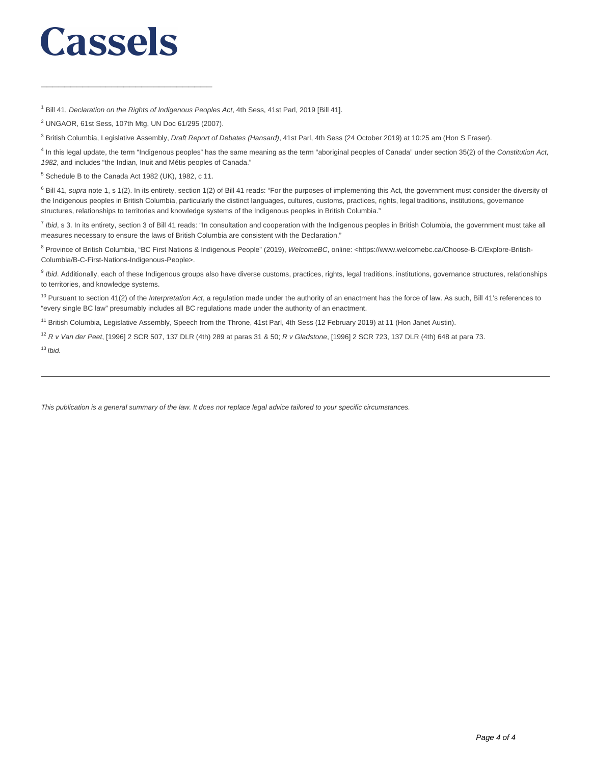# Cassels

---

[1] Bill 41, *Declaration on the Rights of Indigenous Peoples Act*, 4th Sess, 41st Parl, 2019 [Bill 41].

[2] UNGAOR, 61st Sess, 107th Mtg, UN Doc 61/295 (2007).

[3] British Columbia, Legislative Assembly, *Draft Report of Debates (Hansard)*, 41st Parl, 4th Sess (24 October 2019) at 10:25 am (Hon S Fraser).

[4] In this legal update, the term "Indigenous peoples" has the same meaning as the term "aboriginal peoples of Canada" under section 35(2) of the *Constitution Act, 1982*, and includes "the Indian, Inuit and Métis peoples of Canada."

[5] Schedule B to the Canada Act 1982 (UK), 1982, c 11.

[6] Bill 41, *supra* note 1, s 1(2). In its entirety, section 1(2) of Bill 41 reads: "For the purposes of implementing this Act, the government must consider the diversity of the Indigenous peoples in British Columbia, particularly the distinct languages, cultures, customs, practices, rights, legal traditions, institutions, governance structures, relationships to territories and knowledge systems of the Indigenous peoples in British Columbia."

[7] *Ibid*, s 3. In its entirety, section 3 of Bill 41 reads: "In consultation and cooperation with the Indigenous peoples in British Columbia, the government must take all measures necessary to ensure the laws of British Columbia are consistent with the Declaration."

[8] Province of British Columbia, "BC First Nations & Indigenous People" (2019), *WelcomeBC*, online: <https://www.welcomebc.ca/Choose-B-C/Explore-British-Columbia/B-C-First-Nations-Indigenous-People>.

[9] *Ibid*. Additionally, each of these Indigenous groups also have diverse customs, practices, rights, legal traditions, institutions, governance structures, relationships to territories, and knowledge systems.

[10] Pursuant to section 41(2) of the *Interpretation Act*, a regulation made under the authority of an enactment has the force of law. As such, Bill 41's references to "every single BC law" presumably includes all BC regulations made under the authority of an enactment.

[11] British Columbia, Legislative Assembly, Speech from the Throne, 41st Parl, 4th Sess (12 February 2019) at 11 (Hon Janet Austin).

[12] *R v Van der Peet*, [1996] 2 SCR 507, 137 DLR (4th) 289 at paras 31 & 50; *R v Gladstone*, [1996] 2 SCR 723, 137 DLR (4th) 648 at para 73.

[13] *Ibid.*

---

*This publication is a general summary of the law. It does not replace legal advice tailored to your specific circumstances.*